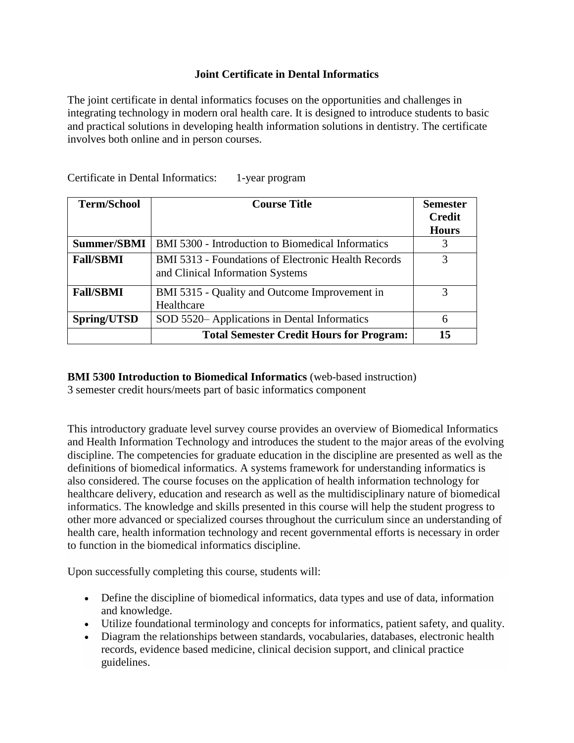# Joint Certificate in Dental Informatics

The joint certificate in dental informatics focuses on the opportunities and challenges in integrating technology in modern oral health care. It is designed to introduce students to basic and practical solutions in developing health information solutions in dentistry. The certificate involves both online and in person courses.

Certificate in Dental Informatics: 1-year program

| Term/School | Course Title | Semester Credit Hours |
|---|---|---|
| **Summer/SBMI** | BMI 5300 - Introduction to Biomedical Informatics | 3 |
| **Fall/SBMI** | BMI 5313 - Foundations of Electronic Health Records and Clinical Information Systems | 3 |
| **Fall/SBMI** | BMI 5315 - Quality and Outcome Improvement in Healthcare | 3 |
| **Spring/UTSD** | SOD 5520– Applications in Dental Informatics | 6 |
| | **Total Semester Credit Hours for Program:** | **15** |

**BMI 5300 Introduction to Biomedical Informatics** (web-based instruction)
3 semester credit hours/meets part of basic informatics component

This introductory graduate level survey course provides an overview of Biomedical Informatics and Health Information Technology and introduces the student to the major areas of the evolving discipline. The competencies for graduate education in the discipline are presented as well as the definitions of biomedical informatics. A systems framework for understanding informatics is also considered. The course focuses on the application of health information technology for healthcare delivery, education and research as well as the multidisciplinary nature of biomedical informatics. The knowledge and skills presented in this course will help the student progress to other more advanced or specialized courses throughout the curriculum since an understanding of health care, health information technology and recent governmental efforts is necessary in order to function in the biomedical informatics discipline.

Upon successfully completing this course, students will:

- Define the discipline of biomedical informatics, data types and use of data, information and knowledge.
- Utilize foundational terminology and concepts for informatics, patient safety, and quality.
- Diagram the relationships between standards, vocabularies, databases, electronic health records, evidence based medicine, clinical decision support, and clinical practice guidelines.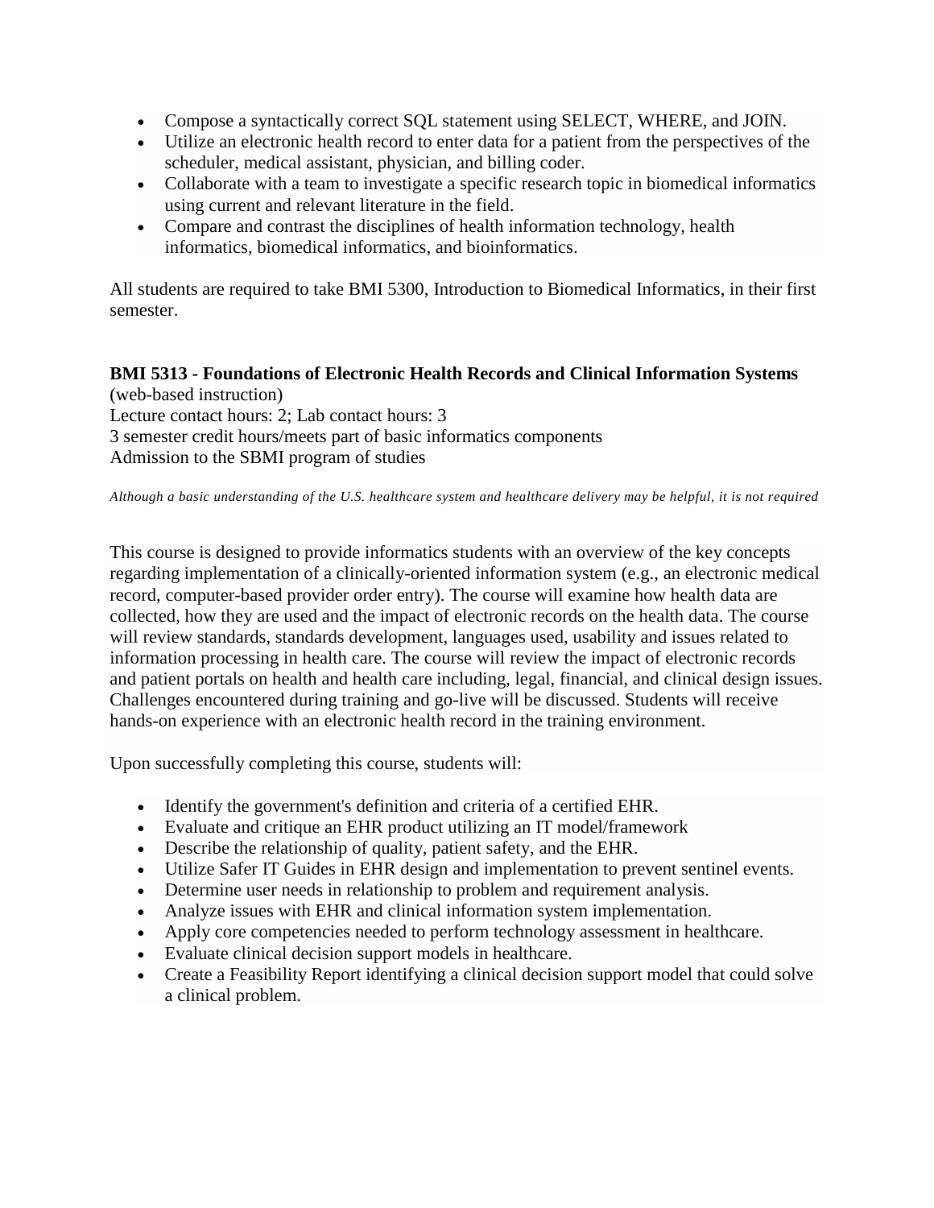- Compose a syntactically correct SQL statement using SELECT, WHERE, and JOIN.
- Utilize an electronic health record to enter data for a patient from the perspectives of the scheduler, medical assistant, physician, and billing coder.
- Collaborate with a team to investigate a specific research topic in biomedical informatics using current and relevant literature in the field.
- Compare and contrast the disciplines of health information technology, health informatics, biomedical informatics, and bioinformatics.

All students are required to take BMI 5300, Introduction to Biomedical Informatics, in their first semester.

**BMI 5313 - Foundations of Electronic Health Records and Clinical Information Systems**
(web-based instruction)
Lecture contact hours: 2; Lab contact hours: 3
3 semester credit hours/meets part of basic informatics components
Admission to the SBMI program of studies

*Although a basic understanding of the U.S. healthcare system and healthcare delivery may be helpful, it is not required*

This course is designed to provide informatics students with an overview of the key concepts regarding implementation of a clinically-oriented information system (e.g., an electronic medical record, computer-based provider order entry). The course will examine how health data are collected, how they are used and the impact of electronic records on the health data. The course will review standards, standards development, languages used, usability and issues related to information processing in health care. The course will review the impact of electronic records and patient portals on health and health care including, legal, financial, and clinical design issues. Challenges encountered during training and go-live will be discussed. Students will receive hands-on experience with an electronic health record in the training environment.

Upon successfully completing this course, students will:

- Identify the government's definition and criteria of a certified EHR.
- Evaluate and critique an EHR product utilizing an IT model/framework
- Describe the relationship of quality, patient safety, and the EHR.
- Utilize Safer IT Guides in EHR design and implementation to prevent sentinel events.
- Determine user needs in relationship to problem and requirement analysis.
- Analyze issues with EHR and clinical information system implementation.
- Apply core competencies needed to perform technology assessment in healthcare.
- Evaluate clinical decision support models in healthcare.
- Create a Feasibility Report identifying a clinical decision support model that could solve a clinical problem.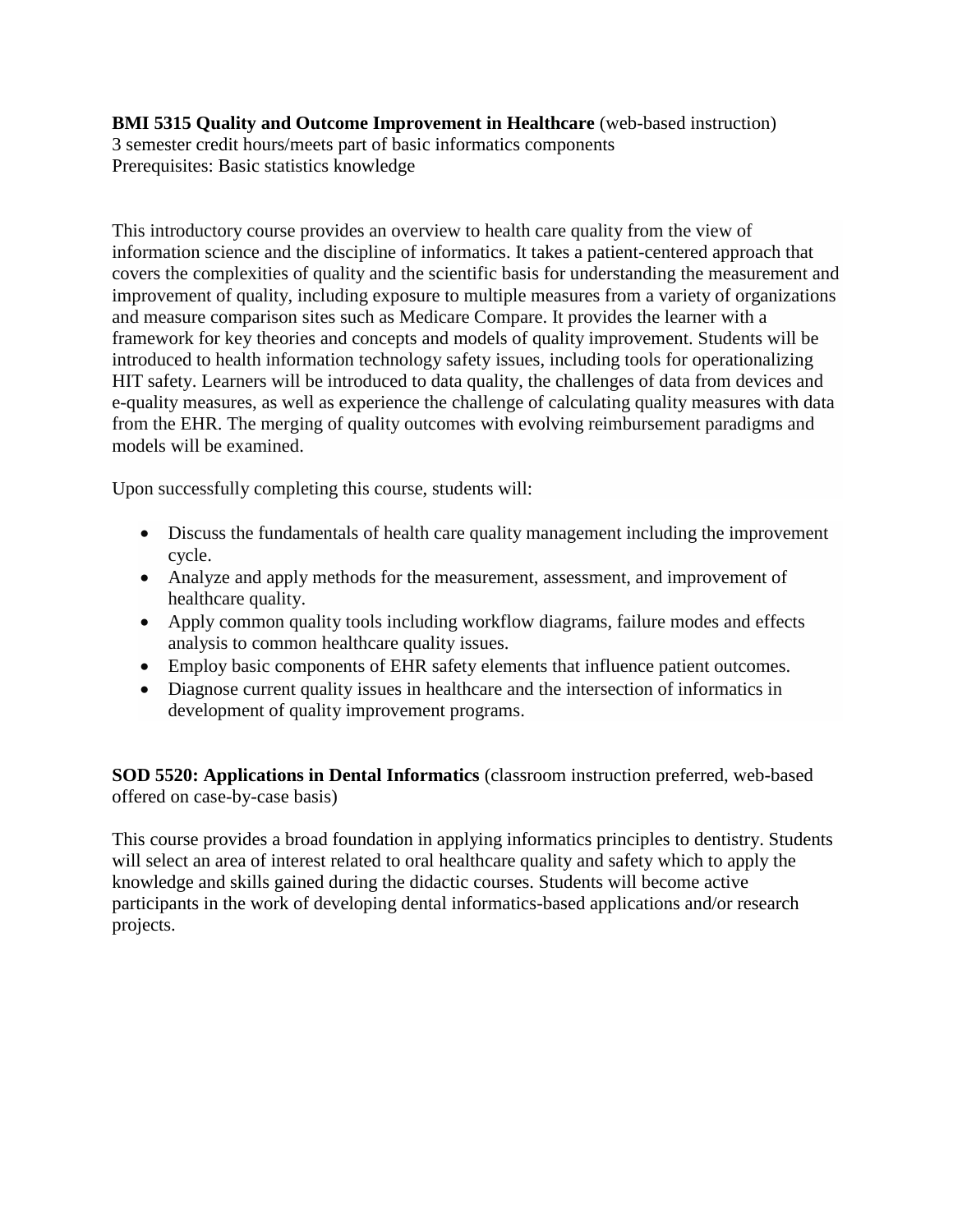**BMI 5315 Quality and Outcome Improvement in Healthcare** (web-based instruction)
3 semester credit hours/meets part of basic informatics components
Prerequisites: Basic statistics knowledge

This introductory course provides an overview to health care quality from the view of information science and the discipline of informatics. It takes a patient-centered approach that covers the complexities of quality and the scientific basis for understanding the measurement and improvement of quality, including exposure to multiple measures from a variety of organizations and measure comparison sites such as Medicare Compare. It provides the learner with a framework for key theories and concepts and models of quality improvement. Students will be introduced to health information technology safety issues, including tools for operationalizing HIT safety. Learners will be introduced to data quality, the challenges of data from devices and e-quality measures, as well as experience the challenge of calculating quality measures with data from the EHR. The merging of quality outcomes with evolving reimbursement paradigms and models will be examined.

Upon successfully completing this course, students will:

- Discuss the fundamentals of health care quality management including the improvement cycle.
- Analyze and apply methods for the measurement, assessment, and improvement of healthcare quality.
- Apply common quality tools including workflow diagrams, failure modes and effects analysis to common healthcare quality issues.
- Employ basic components of EHR safety elements that influence patient outcomes.
- Diagnose current quality issues in healthcare and the intersection of informatics in development of quality improvement programs.

**SOD 5520: Applications in Dental Informatics** (classroom instruction preferred, web-based offered on case-by-case basis)

This course provides a broad foundation in applying informatics principles to dentistry. Students will select an area of interest related to oral healthcare quality and safety which to apply the knowledge and skills gained during the didactic courses. Students will become active participants in the work of developing dental informatics-based applications and/or research projects.